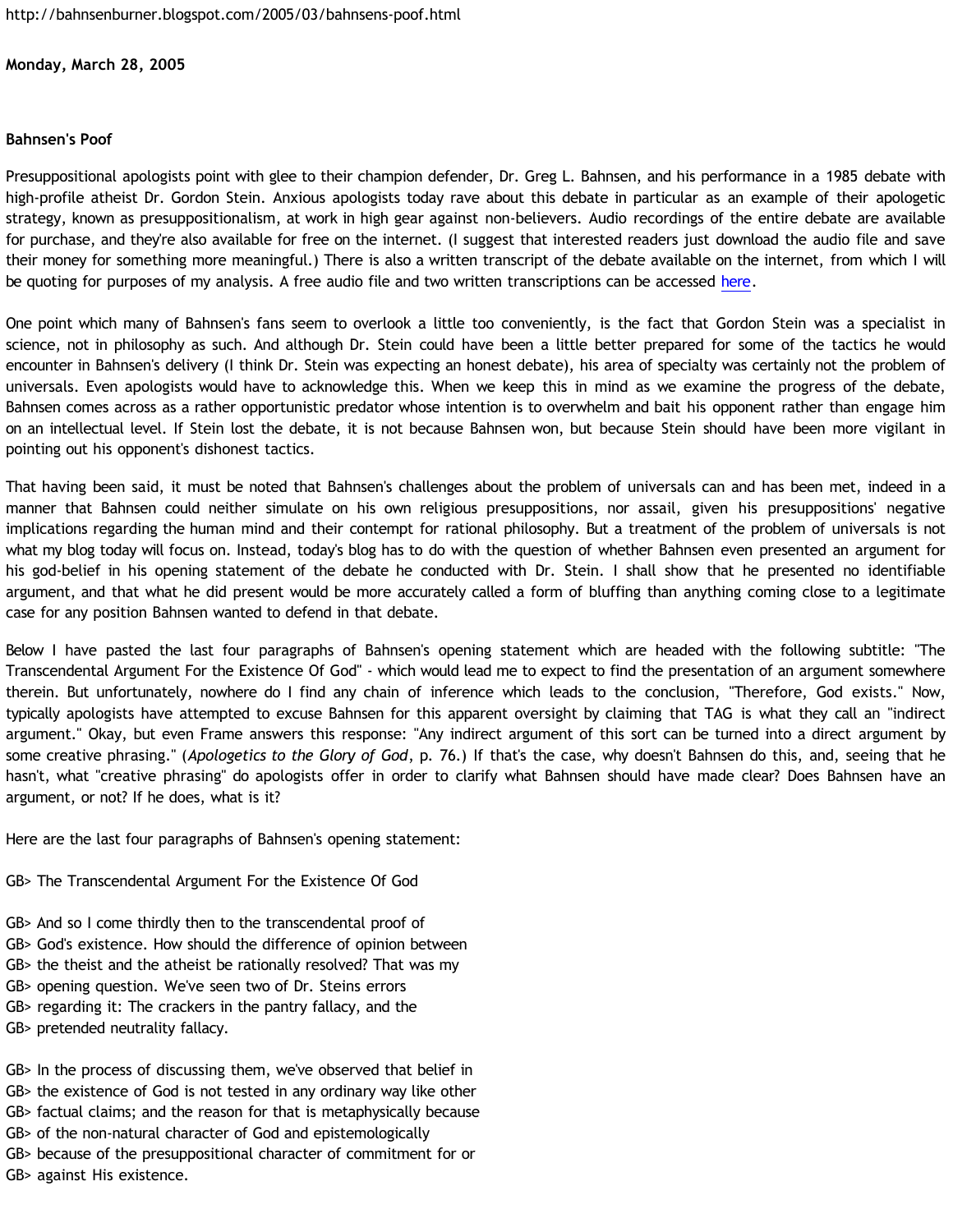http://bahnsenburner.blogspot.com/2005/03/bahnsens-poof.html

**Monday, March 28, 2005**

**Bahnsen's Poof**

Presuppositional apologists point with glee to their champion defender, Dr. Greg L. Bahnsen, and his performance in a 1985 debate with high-profile atheist Dr. Gordon Stein. Anxious apologists today rave about this debate in particular as an example of their apologetic strategy, known as presuppositionalism, at work in high gear against non-believers. Audio recordings of the entire debate are available for purchase, and they're also available for free on the internet. (I suggest that interested readers just download the audio file and save their money for something more meaningful.) There is also a written transcript of the debate available on the internet, from which I will be quoting for purposes of my analysis. A free audio file and two written transcriptions can be accessed here.

One point which many of Bahnsen's fans seem to overlook a little too conveniently, is the fact that Gordon Stein was a specialist in science, not in philosophy as such. And although Dr. Stein could have been a little better prepared for some of the tactics he would encounter in Bahnsen's delivery (I think Dr. Stein was expecting an honest debate), his area of specialty was certainly not the problem of universals. Even apologists would have to acknowledge this. When we keep this in mind as we examine the progress of the debate, Bahnsen comes across as a rather opportunistic predator whose intention is to overwhelm and bait his opponent rather than engage him on an intellectual level. If Stein lost the debate, it is not because Bahnsen won, but because Stein should have been more vigilant in pointing out his opponent's dishonest tactics.

That having been said, it must be noted that Bahnsen's challenges about the problem of universals can and has been met, indeed in a manner that Bahnsen could neither simulate on his own religious presuppositions, nor assail, given his presuppositions' negative implications regarding the human mind and their contempt for rational philosophy. But a treatment of the problem of universals is not what my blog today will focus on. Instead, today's blog has to do with the question of whether Bahnsen even presented an argument for his god-belief in his opening statement of the debate he conducted with Dr. Stein. I shall show that he presented no identifiable argument, and that what he did present would be more accurately called a form of bluffing than anything coming close to a legitimate case for any position Bahnsen wanted to defend in that debate.

Below I have pasted the last four paragraphs of Bahnsen's opening statement which are headed with the following subtitle: "The Transcendental Argument For the Existence Of God" - which would lead me to expect to find the presentation of an argument somewhere therein. But unfortunately, nowhere do I find any chain of inference which leads to the conclusion, "Therefore, God exists." Now, typically apologists have attempted to excuse Bahnsen for this apparent oversight by claiming that TAG is what they call an "indirect argument." Okay, but even Frame answers this response: "Any indirect argument of this sort can be turned into a direct argument by some creative phrasing." (*Apologetics to the Glory of God*, p. 76.) If that's the case, why doesn't Bahnsen do this, and, seeing that he hasn't, what "creative phrasing" do apologists offer in order to clarify what Bahnsen should have made clear? Does Bahnsen have an argument, or not? If he does, what is it?

Here are the last four paragraphs of Bahnsen's opening statement:

GB> The Transcendental Argument For the Existence Of God

GB> And so I come thirdly then to the transcendental proof of
GB> God's existence. How should the difference of opinion between
GB> the theist and the atheist be rationally resolved? That was my
GB> opening question. We've seen two of Dr. Steins errors
GB> regarding it: The crackers in the pantry fallacy, and the
GB> pretended neutrality fallacy.

GB> In the process of discussing them, we've observed that belief in
GB> the existence of God is not tested in any ordinary way like other
GB> factual claims; and the reason for that is metaphysically because
GB> of the non-natural character of God and epistemologically
GB> because of the presuppositional character of commitment for or
GB> against His existence.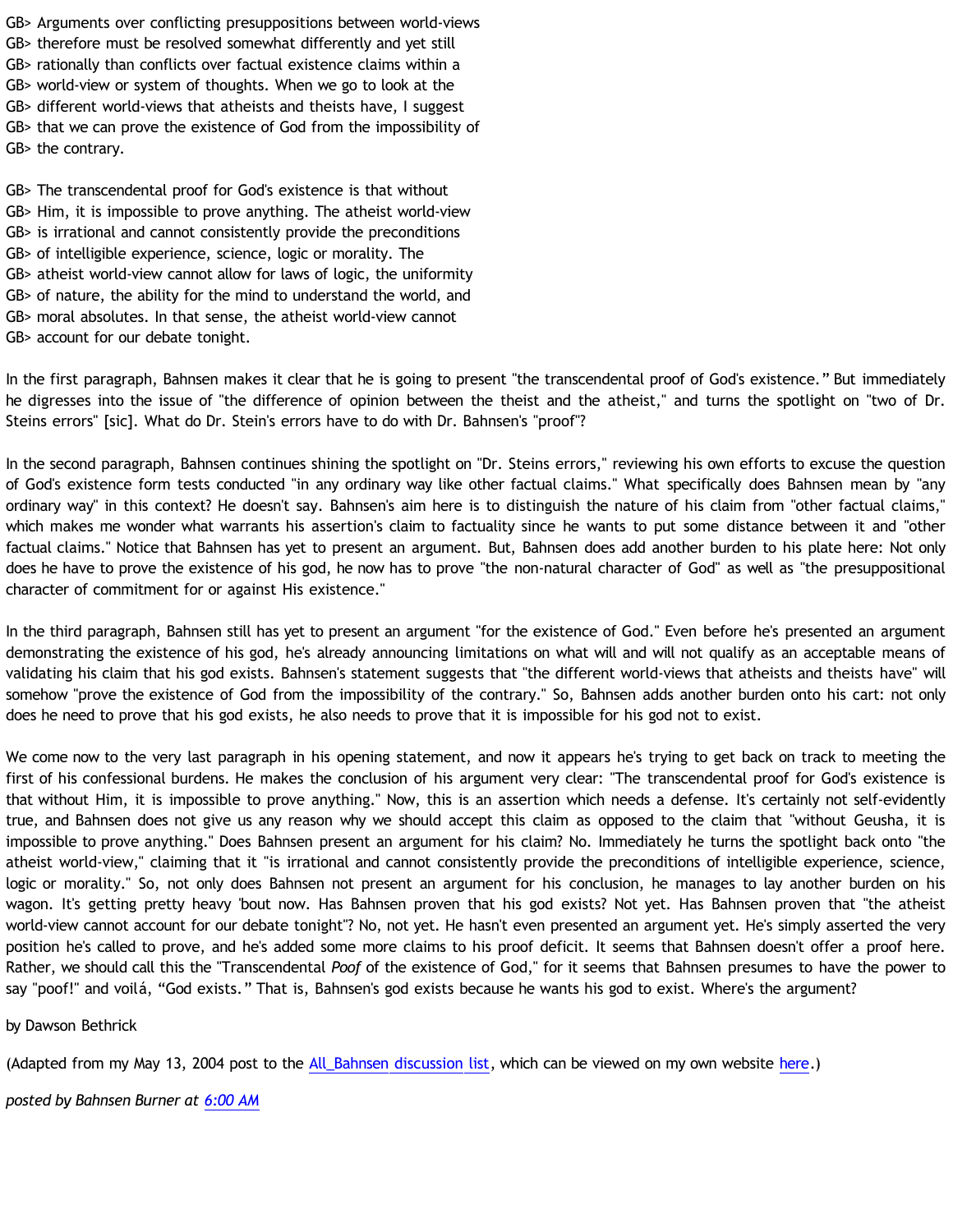GB> Arguments over conflicting presuppositions between world-views
GB> therefore must be resolved somewhat differently and yet still
GB> rationally than conflicts over factual existence claims within a
GB> world-view or system of thoughts. When we go to look at the
GB> different world-views that atheists and theists have, I suggest
GB> that we can prove the existence of God from the impossibility of
GB> the contrary.

GB> The transcendental proof for God's existence is that without
GB> Him, it is impossible to prove anything. The atheist world-view
GB> is irrational and cannot consistently provide the preconditions
GB> of intelligible experience, science, logic or morality. The
GB> atheist world-view cannot allow for laws of logic, the uniformity
GB> of nature, the ability for the mind to understand the world, and
GB> moral absolutes. In that sense, the atheist world-view cannot
GB> account for our debate tonight.

In the first paragraph, Bahnsen makes it clear that he is going to present "the transcendental proof of God's existence." But immediately he digresses into the issue of "the difference of opinion between the theist and the atheist," and turns the spotlight on "two of Dr. Steins errors" [sic]. What do Dr. Stein's errors have to do with Dr. Bahnsen's "proof"?

In the second paragraph, Bahnsen continues shining the spotlight on "Dr. Steins errors," reviewing his own efforts to excuse the question of God's existence form tests conducted "in any ordinary way like other factual claims." What specifically does Bahnsen mean by "any ordinary way" in this context? He doesn't say. Bahnsen's aim here is to distinguish the nature of his claim from "other factual claims," which makes me wonder what warrants his assertion's claim to factuality since he wants to put some distance between it and "other factual claims." Notice that Bahnsen has yet to present an argument. But, Bahnsen does add another burden to his plate here: Not only does he have to prove the existence of his god, he now has to prove "the non-natural character of God" as well as "the presuppositional character of commitment for or against His existence."

In the third paragraph, Bahnsen still has yet to present an argument "for the existence of God." Even before he's presented an argument demonstrating the existence of his god, he's already announcing limitations on what will and will not qualify as an acceptable means of validating his claim that his god exists. Bahnsen's statement suggests that "the different world-views that atheists and theists have" will somehow "prove the existence of God from the impossibility of the contrary." So, Bahnsen adds another burden onto his cart: not only does he need to prove that his god exists, he also needs to prove that it is impossible for his god not to exist.

We come now to the very last paragraph in his opening statement, and now it appears he's trying to get back on track to meeting the first of his confessional burdens. He makes the conclusion of his argument very clear: "The transcendental proof for God's existence is that without Him, it is impossible to prove anything." Now, this is an assertion which needs a defense. It's certainly not self-evidently true, and Bahnsen does not give us any reason why we should accept this claim as opposed to the claim that "without Geusha, it is impossible to prove anything." Does Bahnsen present an argument for his claim? No. Immediately he turns the spotlight back onto "the atheist world-view," claiming that it "is irrational and cannot consistently provide the preconditions of intelligible experience, science, logic or morality." So, not only does Bahnsen not present an argument for his conclusion, he manages to lay another burden on his wagon. It's getting pretty heavy 'bout now. Has Bahnsen proven that his god exists? Not yet. Has Bahnsen proven that "the atheist world-view cannot account for our debate tonight"? No, not yet. He hasn't even presented an argument yet. He's simply asserted the very position he's called to prove, and he's added some more claims to his proof deficit. It seems that Bahnsen doesn't offer a proof here. Rather, we should call this the "Transcendental *Poof* of the existence of God," for it seems that Bahnsen presumes to have the power to say "poof!" and voilá, "God exists." That is, Bahnsen's god exists because he wants his god to exist. Where's the argument?

by Dawson Bethrick

(Adapted from my May 13, 2004 post to the All_Bahnsen discussion list, which can be viewed on my own website here.)

*posted by Bahnsen Burner at 6:00 AM*